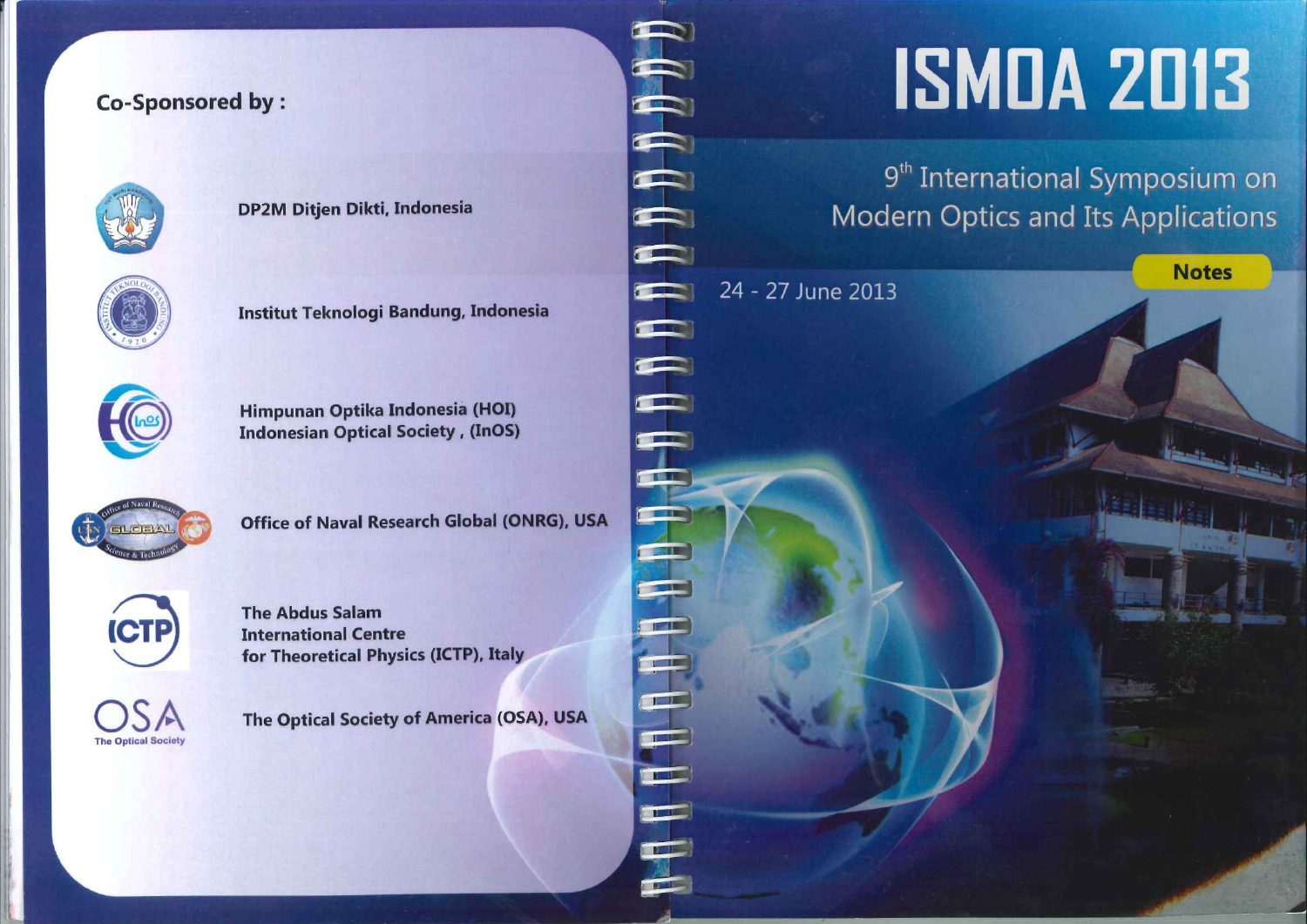**Co-Sponsored by :**

DP2M Ditjen Dikti, Indonesia

Institut Teknologi Bandung, Indonesia

Himpunan Optika Indonesia (HOI)
Indonesian Optical Society , (InOS)

Office of Naval Research Global (ONRG), USA

The Abdus Salam
International Centre
for Theoretical Physics (ICTP), Italy

The Optical Society of America (OSA), USA

# ISMOA 2013

9th International Symposium on
Modern Optics and Its Applications

24 - 27 June 2013

**Notes**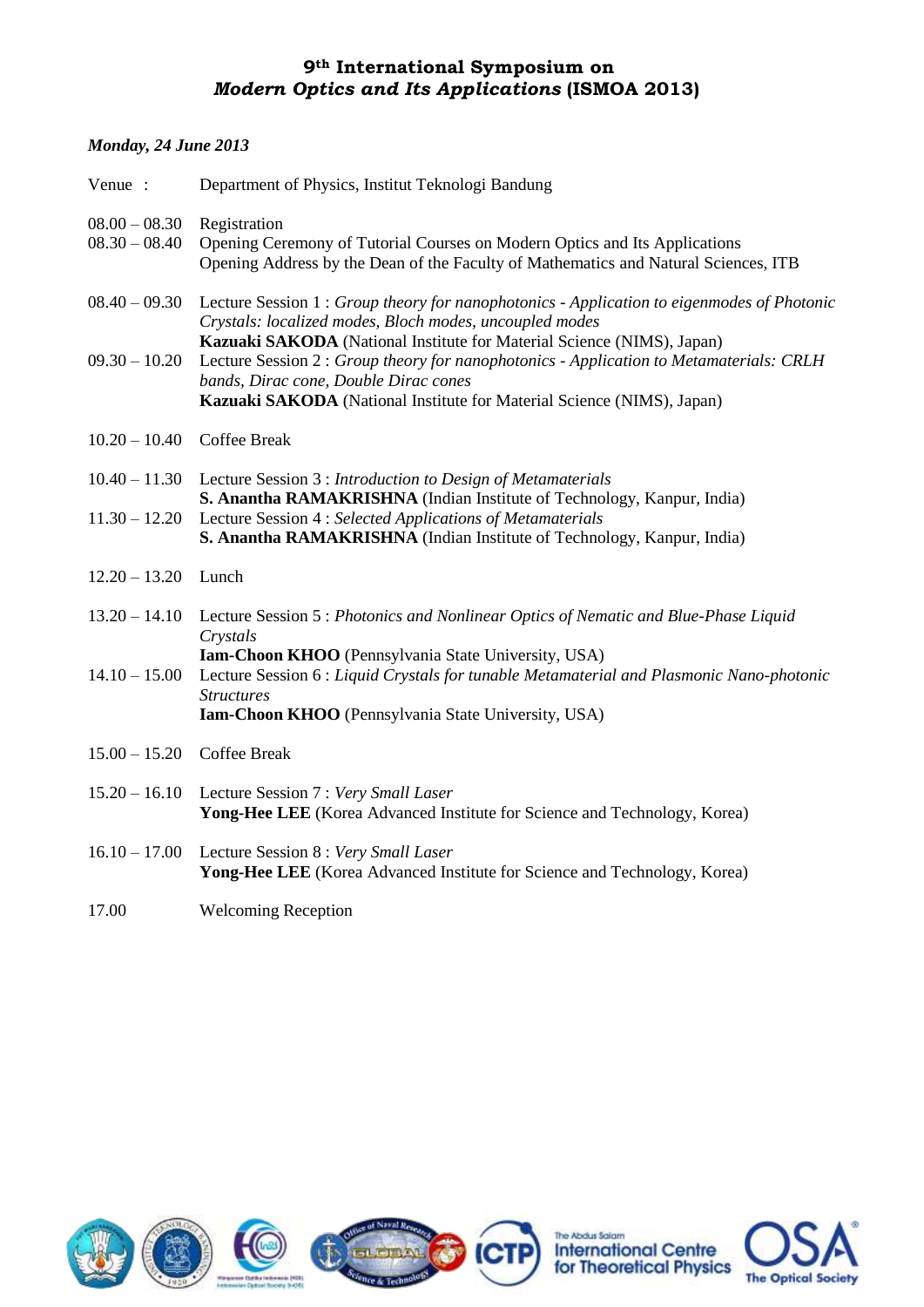## 9th International Symposium on *Modern Optics and Its Applications* (ISMOA 2013)

***Monday, 24 June 2013***

| | |
|---|---|
| Venue : | Department of Physics, Institut Teknologi Bandung |
| 08.00 – 08.30 | Registration |
| 08.30 – 08.40 | Opening Ceremony of Tutorial Courses on Modern Optics and Its Applications<br>Opening Address by the Dean of the Faculty of Mathematics and Natural Sciences, ITB |
| 08.40 – 09.30 | Lecture Session 1 : *Group theory for nanophotonics - Application to eigenmodes of Photonic Crystals: localized modes, Bloch modes, uncoupled modes*<br>**Kazuaki SAKODA** (National Institute for Material Science (NIMS), Japan) |
| 09.30 – 10.20 | Lecture Session 2 : *Group theory for nanophotonics - Application to Metamaterials: CRLH bands, Dirac cone, Double Dirac cones*<br>**Kazuaki SAKODA** (National Institute for Material Science (NIMS), Japan) |
| 10.20 – 10.40 | Coffee Break |
| 10.40 – 11.30 | Lecture Session 3 : *Introduction to Design of Metamaterials*<br>**S. Anantha RAMAKRISHNA** (Indian Institute of Technology, Kanpur, India) |
| 11.30 – 12.20 | Lecture Session 4 : *Selected Applications of Metamaterials*<br>**S. Anantha RAMAKRISHNA** (Indian Institute of Technology, Kanpur, India) |
| 12.20 – 13.20 | Lunch |
| 13.20 – 14.10 | Lecture Session 5 : *Photonics and Nonlinear Optics of Nematic and Blue-Phase Liquid Crystals*<br>**Iam-Choon KHOO** (Pennsylvania State University, USA) |
| 14.10 – 15.00 | Lecture Session 6 : *Liquid Crystals for tunable Metamaterial and Plasmonic Nano-photonic Structures*<br>**Iam-Choon KHOO** (Pennsylvania State University, USA) |
| 15.00 – 15.20 | Coffee Break |
| 15.20 – 16.10 | Lecture Session 7 : *Very Small Laser*<br>**Yong-Hee LEE** (Korea Advanced Institute for Science and Technology, Korea) |
| 16.10 – 17.00 | Lecture Session 8 : *Very Small Laser*<br>**Yong-Hee LEE** (Korea Advanced Institute for Science and Technology, Korea) |
| 17.00 | Welcoming Reception |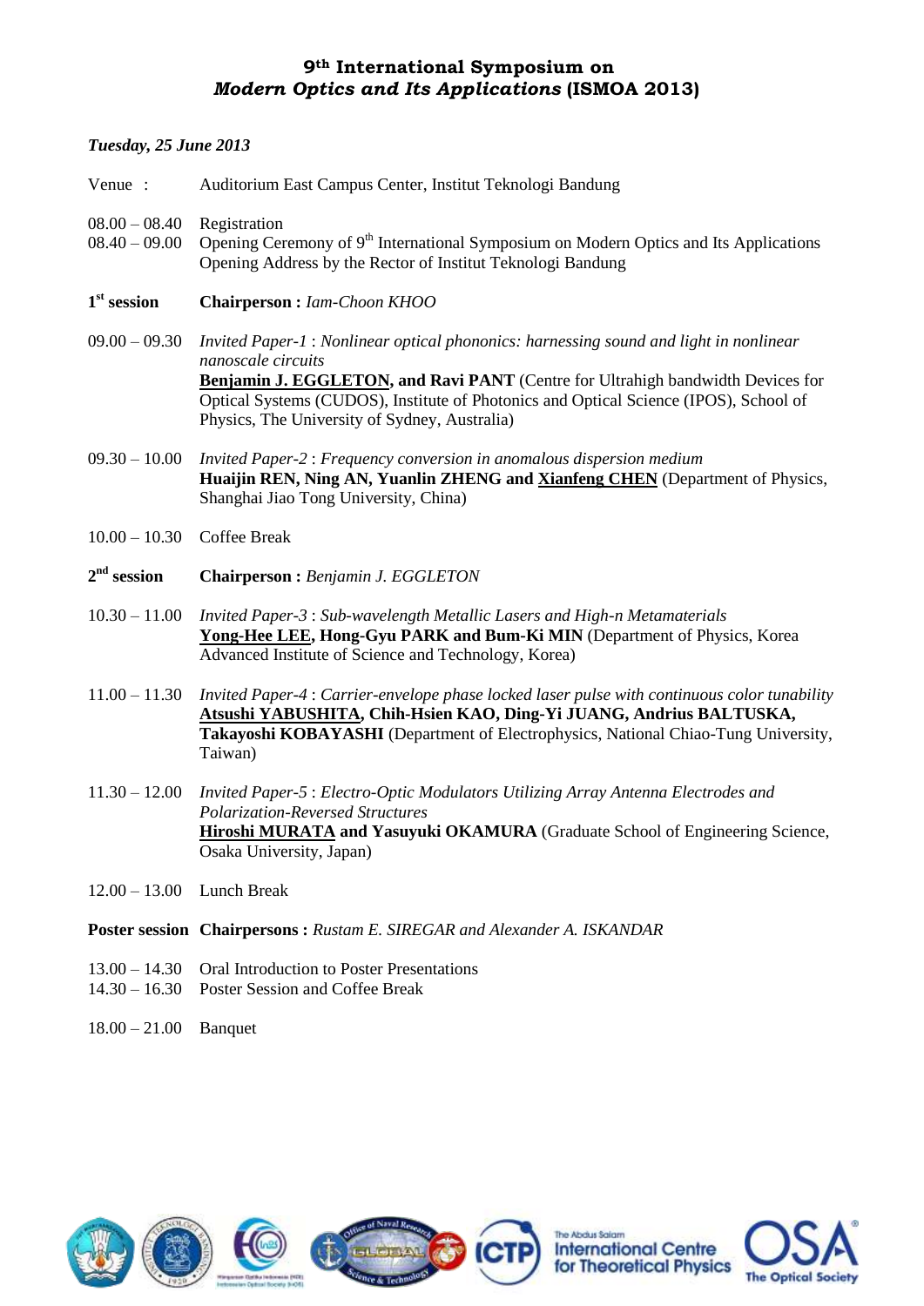# 9th International Symposium on *Modern Optics and Its Applications* (ISMOA 2013)

*Tuesday, 25 June 2013*

Venue : Auditorium East Campus Center, Institut Teknologi Bandung

08.00 – 08.40 Registration

08.40 – 09.00 Opening Ceremony of 9th International Symposium on Modern Optics and Its Applications
Opening Address by the Rector of Institut Teknologi Bandung

**1st session** **Chairperson :** *Iam-Choon KHOO*

09.00 – 09.30 *Invited Paper-1* : *Nonlinear optical phononics: harnessing sound and light in nonlinear nanoscale circuits*
**Benjamin J. EGGLETON, and Ravi PANT** (Centre for Ultrahigh bandwidth Devices for Optical Systems (CUDOS), Institute of Photonics and Optical Science (IPOS), School of Physics, The University of Sydney, Australia)

09.30 – 10.00 *Invited Paper-2* : *Frequency conversion in anomalous dispersion medium*
**Huaijin REN, Ning AN, Yuanlin ZHENG and Xianfeng CHEN** (Department of Physics, Shanghai Jiao Tong University, China)

10.00 – 10.30 Coffee Break

**2nd session** **Chairperson :** *Benjamin J. EGGLETON*

10.30 – 11.00 *Invited Paper-3* : *Sub-wavelength Metallic Lasers and High-n Metamaterials*
**Yong-Hee LEE, Hong-Gyu PARK and Bum-Ki MIN** (Department of Physics, Korea Advanced Institute of Science and Technology, Korea)

11.00 – 11.30 *Invited Paper-4* : *Carrier-envelope phase locked laser pulse with continuous color tunability*
**Atsushi YABUSHITA, Chih-Hsien KAO, Ding-Yi JUANG, Andrius BALTUSKA, Takayoshi KOBAYASHI** (Department of Electrophysics, National Chiao-Tung University, Taiwan)

11.30 – 12.00 *Invited Paper-5* : *Electro-Optic Modulators Utilizing Array Antenna Electrodes and Polarization-Reversed Structures*
**Hiroshi MURATA and Yasuyuki OKAMURA** (Graduate School of Engineering Science, Osaka University, Japan)

12.00 – 13.00 Lunch Break

**Poster session** **Chairpersons :** *Rustam E. SIREGAR and Alexander A. ISKANDAR*

13.00 – 14.30 Oral Introduction to Poster Presentations

14.30 – 16.30 Poster Session and Coffee Break

18.00 – 21.00 Banquet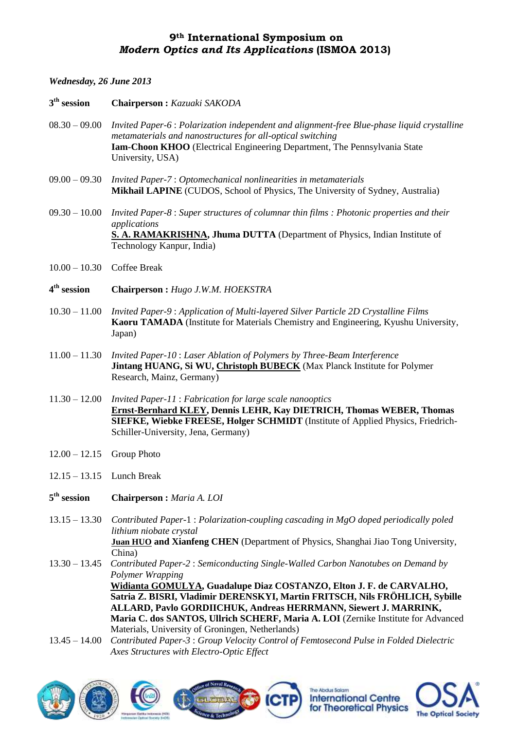**9th International Symposium on**
***Modern Optics and Its Applications* (ISMOA 2013)**

***Wednesday, 26 June 2013***

**3th session** **Chairperson :** *Kazuaki SAKODA*

08.30 – 09.00 *Invited Paper-6* : *Polarization independent and alignment-free Blue-phase liquid crystalline metamaterials and nanostructures for all-optical switching*
**Iam-Choon KHOO** (Electrical Engineering Department, The Pennsylvania State University, USA)

09.00 – 09.30 *Invited Paper-7* : *Optomechanical nonlinearities in metamaterials*
**Mikhail LAPINE** (CUDOS, School of Physics, The University of Sydney, Australia)

09.30 – 10.00 *Invited Paper-8* : *Super structures of columnar thin films : Photonic properties and their applications*
**S. A. RAMAKRISHNA, Jhuma DUTTA** (Department of Physics, Indian Institute of Technology Kanpur, India)

10.00 – 10.30 Coffee Break

**4th session** **Chairperson :** *Hugo J.W.M. HOEKSTRA*

10.30 – 11.00 *Invited Paper-9* : *Application of Multi-layered Silver Particle 2D Crystalline Films*
**Kaoru TAMADA** (Institute for Materials Chemistry and Engineering, Kyushu University, Japan)

11.00 – 11.30 *Invited Paper-10* : *Laser Ablation of Polymers by Three-Beam Interference*
**Jintang HUANG, Si WU, Christoph BUBECK** (Max Planck Institute for Polymer Research, Mainz, Germany)

11.30 – 12.00 *Invited Paper-11* : *Fabrication for large scale nanooptics*
**Ernst-Bernhard KLEY, Dennis LEHR, Kay DIETRICH, Thomas WEBER, Thomas SIEFKE, Wiebke FREESE, Holger SCHMIDT** (Institute of Applied Physics, Friedrich-Schiller-University, Jena, Germany)

12.00 – 12.15 Group Photo

12.15 – 13.15 Lunch Break

**5th session** **Chairperson :** *Maria A. LOI*

13.15 – 13.30 *Contributed Paper*-1 : *Polarization-coupling cascading in MgO doped periodically poled lithium niobate crystal*
**Juan HUO and Xianfeng CHEN** (Department of Physics, Shanghai Jiao Tong University, China)

13.30 – 13.45 *Contributed Paper-2* : *Semiconducting Single-Walled Carbon Nanotubes on Demand by Polymer Wrapping*
**Widianta GOMULYA, Guadalupe Diaz COSTANZO, Elton J. F. de CARVALHO, Satria Z. BISRI, Vladimir DERENSKYI, Martin FRITSCH, Nils FRÖHLICH, Sybille ALLARD, Pavlo GORDIICHUK, Andreas HERRMANN, Siewert J. MARRINK, Maria C. dos SANTOS, Ullrich SCHERF, Maria A. LOI** (Zernike Institute for Advanced Materials, University of Groningen, Netherlands)

13.45 – 14.00 *Contributed Paper-3* : *Group Velocity Control of Femtosecond Pulse in Folded Dielectric Axes Structures with Electro-Optic Effect*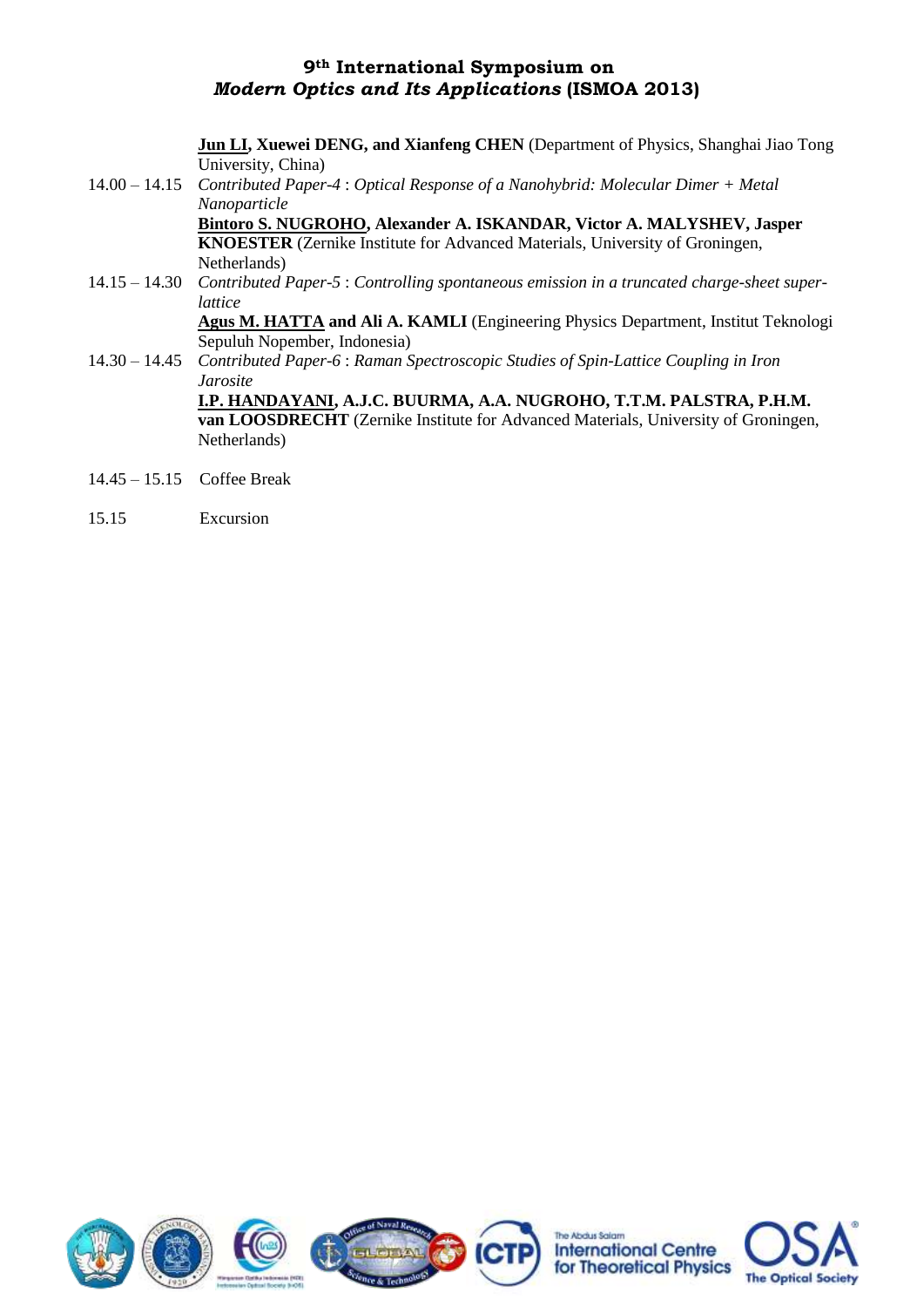**Jun LI, Xuewei DENG, and Xianfeng CHEN** (Department of Physics, Shanghai Jiao Tong University, China)

14.00 – 14.15 *Contributed Paper-4* : *Optical Response of a Nanohybrid: Molecular Dimer + Metal Nanoparticle*
**Bintoro S. NUGROHO, Alexander A. ISKANDAR, Victor A. MALYSHEV, Jasper KNOESTER** (Zernike Institute for Advanced Materials, University of Groningen, Netherlands)

14.15 – 14.30 *Contributed Paper-5* : *Controlling spontaneous emission in a truncated charge-sheet super-lattice*
**Agus M. HATTA and Ali A. KAMLI** (Engineering Physics Department, Institut Teknologi Sepuluh Nopember, Indonesia)

14.30 – 14.45 *Contributed Paper-6* : *Raman Spectroscopic Studies of Spin-Lattice Coupling in Iron Jarosite*
**I.P. HANDAYANI, A.J.C. BUURMA, A.A. NUGROHO, T.T.M. PALSTRA, P.H.M. van LOOSDRECHT** (Zernike Institute for Advanced Materials, University of Groningen, Netherlands)

14.45 – 15.15 Coffee Break

15.15 Excursion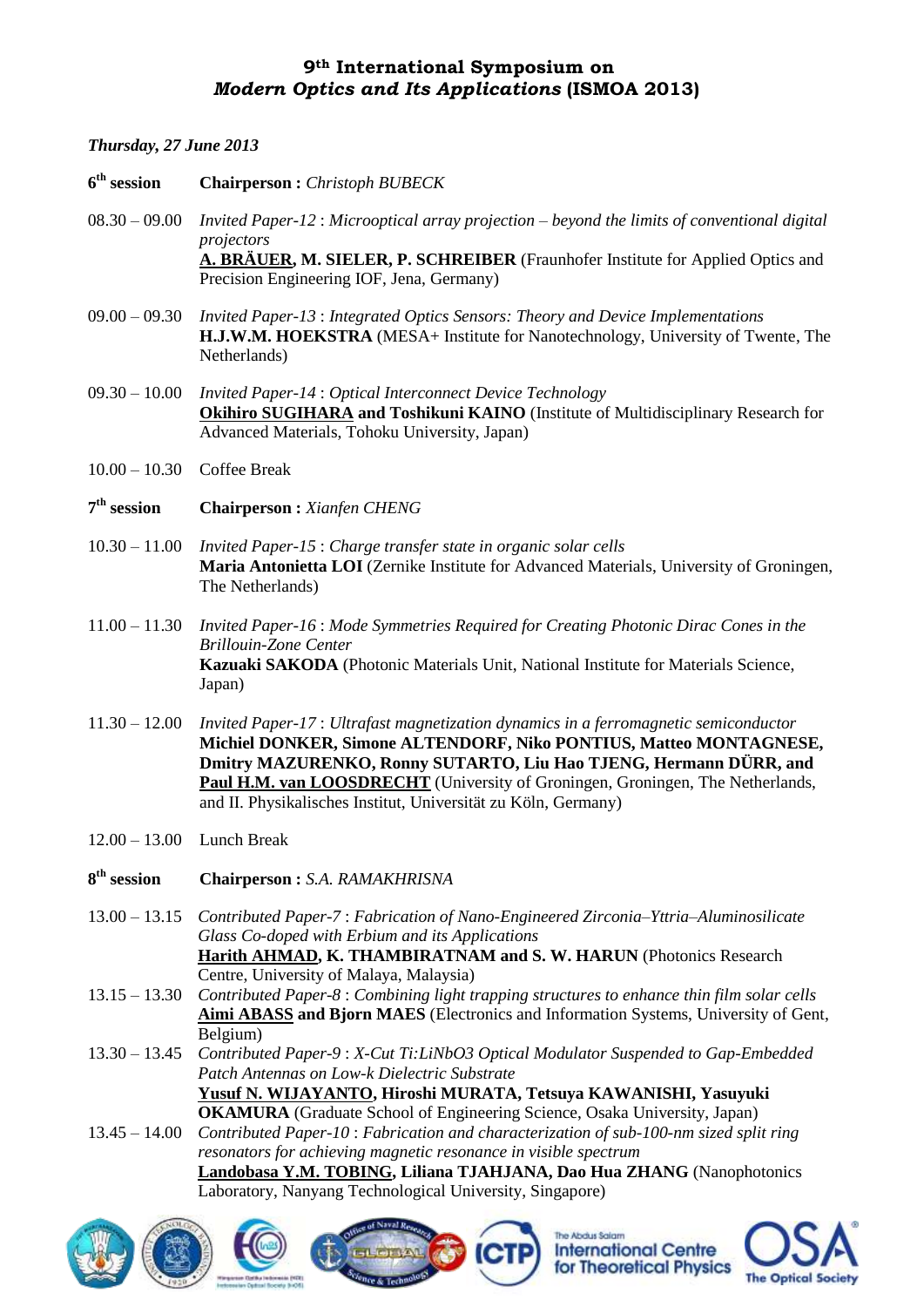# 9th International Symposium on *Modern Optics and Its Applications* (ISMOA 2013)

*Thursday, 27 June 2013*

**6th session** **Chairperson :** *Christoph BUBECK*

08.30 – 09.00 *Invited Paper-12* : *Microoptical array projection – beyond the limits of conventional digital projectors*
**A. BRÄUER, M. SIELER, P. SCHREIBER** (Fraunhofer Institute for Applied Optics and Precision Engineering IOF, Jena, Germany)

09.00 – 09.30 *Invited Paper-13* : *Integrated Optics Sensors: Theory and Device Implementations*
**H.J.W.M. HOEKSTRA** (MESA+ Institute for Nanotechnology, University of Twente, The Netherlands)

09.30 – 10.00 *Invited Paper-14* : *Optical Interconnect Device Technology*
**Okihiro SUGIHARA and Toshikuni KAINO** (Institute of Multidisciplinary Research for Advanced Materials, Tohoku University, Japan)

10.00 – 10.30 Coffee Break

**7th session** **Chairperson :** *Xianfen CHENG*

10.30 – 11.00 *Invited Paper-15* : *Charge transfer state in organic solar cells*
**Maria Antonietta LOI** (Zernike Institute for Advanced Materials, University of Groningen, The Netherlands)

11.00 – 11.30 *Invited Paper-16* : *Mode Symmetries Required for Creating Photonic Dirac Cones in the Brillouin-Zone Center*
**Kazuaki SAKODA** (Photonic Materials Unit, National Institute for Materials Science, Japan)

11.30 – 12.00 *Invited Paper-17* : *Ultrafast magnetization dynamics in a ferromagnetic semiconductor*
**Michiel DONKER, Simone ALTENDORF, Niko PONTIUS, Matteo MONTAGNESE, Dmitry MAZURENKO, Ronny SUTARTO, Liu Hao TJENG, Hermann DÜRR, and Paul H.M. van LOOSDRECHT** (University of Groningen, Groningen, The Netherlands, and II. Physikalisches Institut, Universität zu Köln, Germany)

12.00 – 13.00 Lunch Break

**8th session** **Chairperson :** *S.A. RAMAKHRISNA*

13.00 – 13.15 *Contributed Paper-7* : *Fabrication of Nano-Engineered Zirconia–Yttria–Aluminosilicate Glass Co-doped with Erbium and its Applications*
**Harith AHMAD, K. THAMBIRATNAM and S. W. HARUN** (Photonics Research Centre, University of Malaya, Malaysia)

13.15 – 13.30 *Contributed Paper-8* : *Combining light trapping structures to enhance thin film solar cells*
**Aimi ABASS and Bjorn MAES** (Electronics and Information Systems, University of Gent, Belgium)

13.30 – 13.45 *Contributed Paper-9* : *X-Cut Ti:LiNbO3 Optical Modulator Suspended to Gap-Embedded Patch Antennas on Low-k Dielectric Substrate*
**Yusuf N. WIJAYANTO, Hiroshi MURATA, Tetsuya KAWANISHI, Yasuyuki OKAMURA** (Graduate School of Engineering Science, Osaka University, Japan)

13.45 – 14.00 *Contributed Paper-10* : *Fabrication and characterization of sub-100-nm sized split ring resonators for achieving magnetic resonance in visible spectrum*
**Landobasa Y.M. TOBING, Liliana TJAHJANA, Dao Hua ZHANG** (Nanophotonics Laboratory, Nanyang Technological University, Singapore)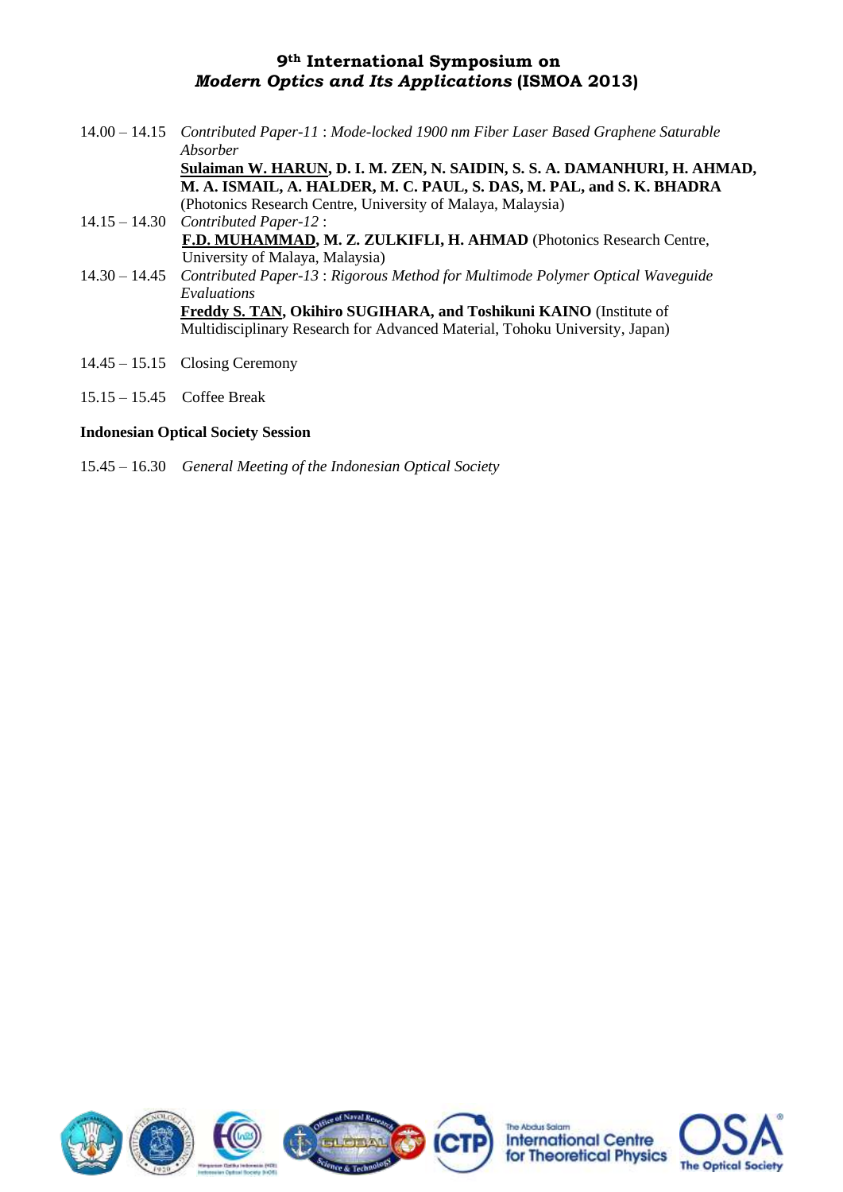14.00 – 14.15 *Contributed Paper-11* : *Mode-locked 1900 nm Fiber Laser Based Graphene Saturable Absorber*
**Sulaiman W. HARUN, D. I. M. ZEN, N. SAIDIN, S. S. A. DAMANHURI, H. AHMAD, M. A. ISMAIL, A. HALDER, M. C. PAUL, S. DAS, M. PAL, and S. K. BHADRA** (Photonics Research Centre, University of Malaya, Malaysia)

14.15 – 14.30 *Contributed Paper-12* :
**F.D. MUHAMMAD, M. Z. ZULKIFLI, H. AHMAD** (Photonics Research Centre, University of Malaya, Malaysia)

14.30 – 14.45 *Contributed Paper-13* : *Rigorous Method for Multimode Polymer Optical Waveguide Evaluations*
**Freddy S. TAN, Okihiro SUGIHARA, and Toshikuni KAINO** (Institute of Multidisciplinary Research for Advanced Material, Tohoku University, Japan)

14.45 – 15.15 Closing Ceremony

15.15 – 15.45 Coffee Break

**Indonesian Optical Society Session**

15.45 – 16.30 *General Meeting of the Indonesian Optical Society*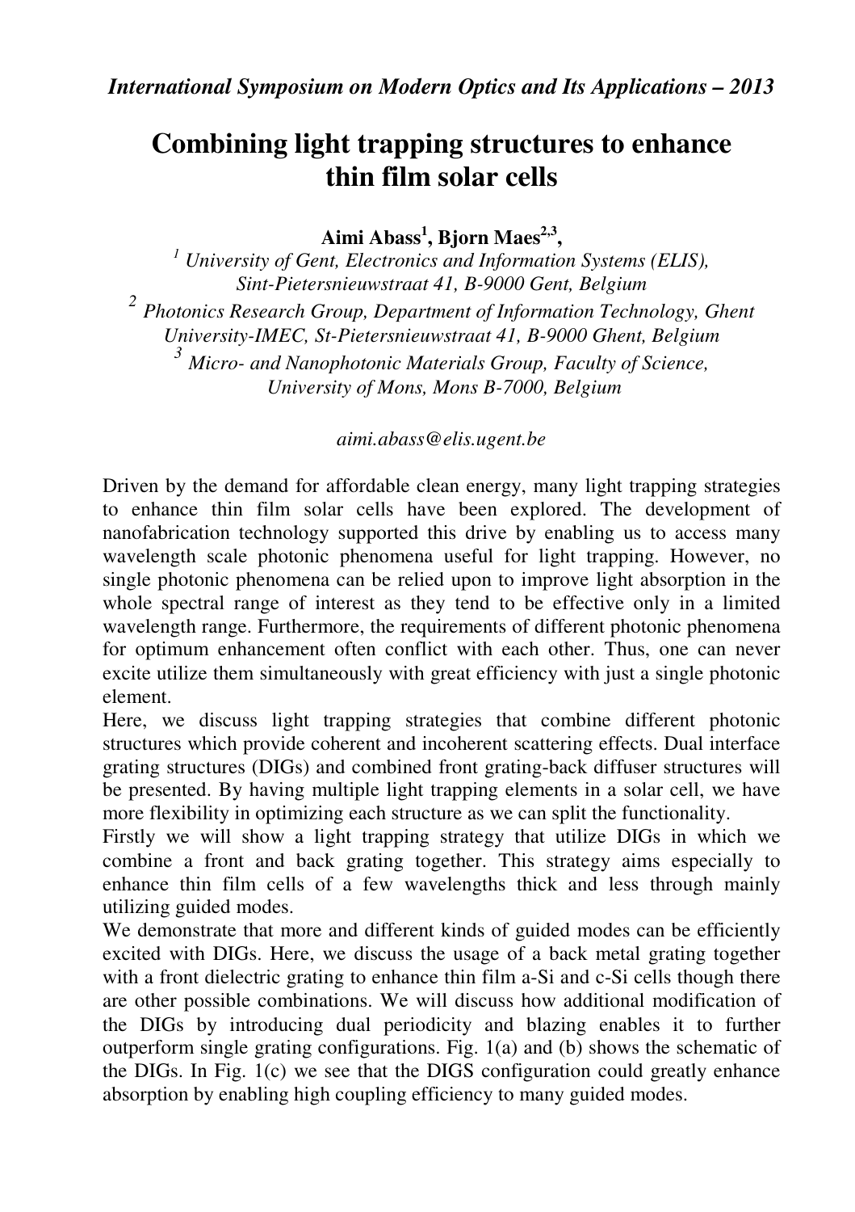*International Symposium on Modern Optics and Its Applications – 2013*

# Combining light trapping structures to enhance thin film solar cells

**Aimi Abass[1], Bjorn Maes[2,3],**

*[1] University of Gent, Electronics and Information Systems (ELIS), Sint-Pietersnieuwstraat 41, B-9000 Gent, Belgium*

*[2] Photonics Research Group, Department of Information Technology, Ghent University-IMEC, St-Pietersnieuwstraat 41, B-9000 Ghent, Belgium*

*[3] Micro- and Nanophotonic Materials Group, Faculty of Science, University of Mons, Mons B-7000, Belgium*

*aimi.abass@elis.ugent.be*

Driven by the demand for affordable clean energy, many light trapping strategies to enhance thin film solar cells have been explored. The development of nanofabrication technology supported this drive by enabling us to access many wavelength scale photonic phenomena useful for light trapping. However, no single photonic phenomena can be relied upon to improve light absorption in the whole spectral range of interest as they tend to be effective only in a limited wavelength range. Furthermore, the requirements of different photonic phenomena for optimum enhancement often conflict with each other. Thus, one can never excite utilize them simultaneously with great efficiency with just a single photonic element.

Here, we discuss light trapping strategies that combine different photonic structures which provide coherent and incoherent scattering effects. Dual interface grating structures (DIGs) and combined front grating-back diffuser structures will be presented. By having multiple light trapping elements in a solar cell, we have more flexibility in optimizing each structure as we can split the functionality.

Firstly we will show a light trapping strategy that utilize DIGs in which we combine a front and back grating together. This strategy aims especially to enhance thin film cells of a few wavelengths thick and less through mainly utilizing guided modes.

We demonstrate that more and different kinds of guided modes can be efficiently excited with DIGs. Here, we discuss the usage of a back metal grating together with a front dielectric grating to enhance thin film a-Si and c-Si cells though there are other possible combinations. We will discuss how additional modification of the DIGs by introducing dual periodicity and blazing enables it to further outperform single grating configurations. Fig. 1(a) and (b) shows the schematic of the DIGs. In Fig. 1(c) we see that the DIGS configuration could greatly enhance absorption by enabling high coupling efficiency to many guided modes.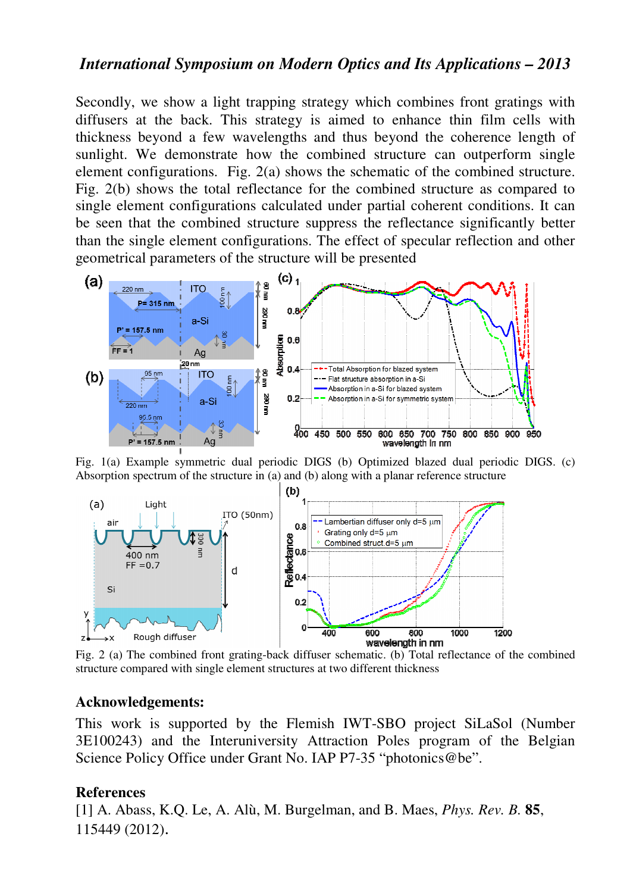Secondly, we show a light trapping strategy which combines front gratings with diffusers at the back. This strategy is aimed to enhance thin film cells with thickness beyond a few wavelengths and thus beyond the coherence length of sunlight. We demonstrate how the combined structure can outperform single element configurations. Fig. 2(a) shows the schematic of the combined structure. Fig. 2(b) shows the total reflectance for the combined structure as compared to single element configurations calculated under partial coherent conditions. It can be seen that the combined structure suppress the reflectance significantly better than the single element configurations. The effect of specular reflection and other geometrical parameters of the structure will be presented

Fig. 1(a) Example symmetric dual periodic DIGS (b) Optimized blazed dual periodic DIGS. (c) Absorption spectrum of the structure in (a) and (b) along with a planar reference structure

Fig. 2 (a) The combined front grating-back diffuser schematic. (b) Total reflectance of the combined structure compared with single element structures at two different thickness

## Acknowledgements:

This work is supported by the Flemish IWT-SBO project SiLaSol (Number 3E100243) and the Interuniversity Attraction Poles program of the Belgian Science Policy Office under Grant No. IAP P7-35 "photonics@be".

## References

[1] A. Abass, K.Q. Le, A. Alù, M. Burgelman, and B. Maes, *Phys. Rev. B.* **85**, 115449 (2012).